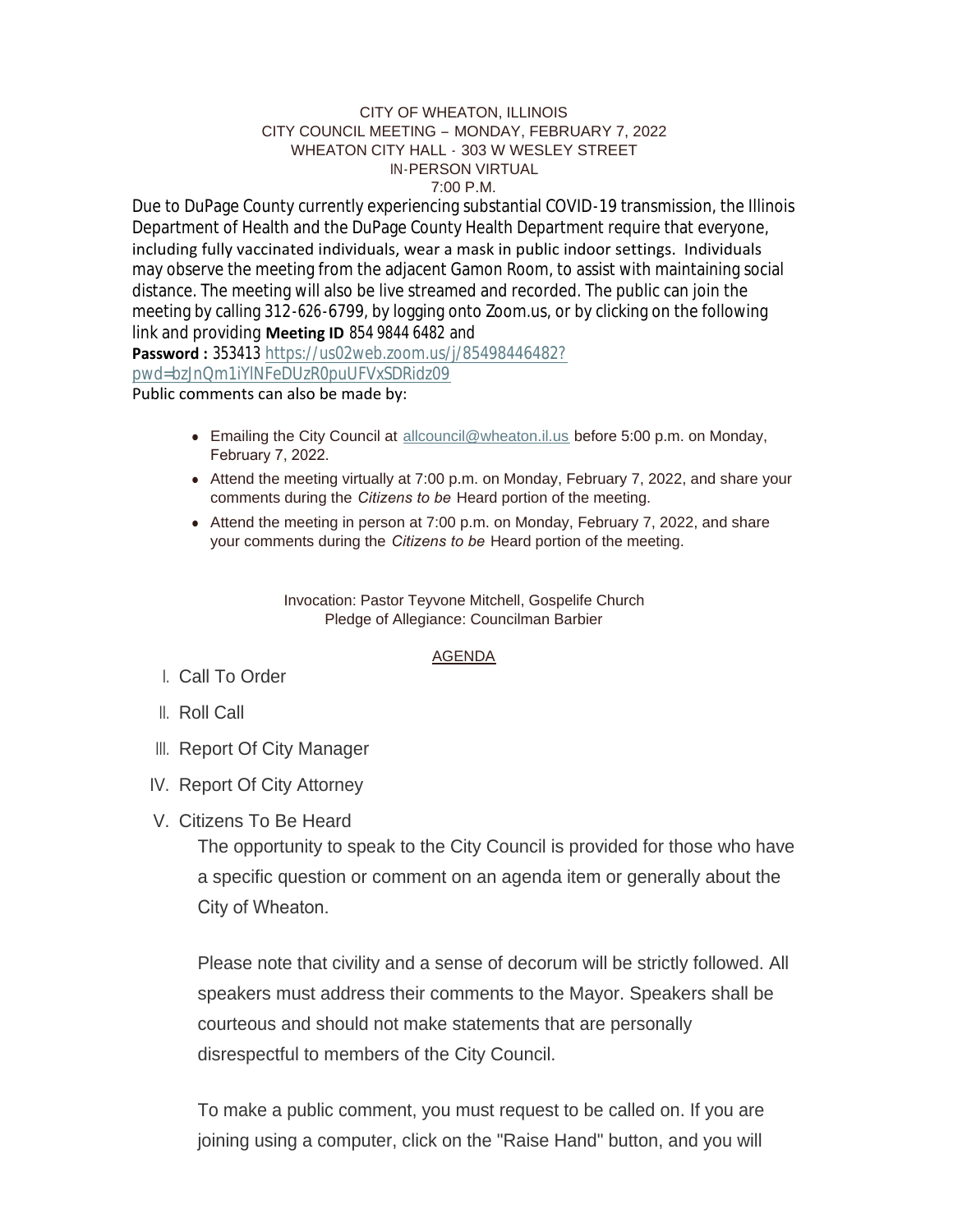CITY OF WHEATON, ILLINOIS
CITY COUNCIL MEETING – MONDAY, FEBRUARY 7, 2022
WHEATON CITY HALL - 303 W WESLEY STREET
IN-PERSON VIRTUAL
7:00 P.M.

Due to DuPage County currently experiencing substantial COVID-19 transmission, the Illinois Department of Health and the DuPage County Health Department require that everyone, including fully vaccinated individuals, wear a mask in public indoor settings. Individuals may observe the meeting from the adjacent Gamon Room, to assist with maintaining social distance. The meeting will also be live streamed and recorded. The public can join the meeting by calling 312-626-6799, by logging onto Zoom.us, or by clicking on the following link and providing **Meeting ID** 854 9844 6482 and **Password :** 353413 https://us02web.zoom.us/j/85498446482?pwd=bzJnQm1iYlNFeDUzR0puUFVxSDRidz09

Public comments can also be made by:

- Emailing the City Council at allcouncil@wheaton.il.us before 5:00 p.m. on Monday, February 7, 2022.
- Attend the meeting virtually at 7:00 p.m. on Monday, February 7, 2022, and share your comments during the *Citizens to be* Heard portion of the meeting.
- Attend the meeting in person at 7:00 p.m. on Monday, February 7, 2022, and share your comments during the *Citizens to be* Heard portion of the meeting.

Invocation: Pastor Teyvone Mitchell, Gospelife Church
Pledge of Allegiance: Councilman Barbier

## AGENDA

I. Call To Order

II. Roll Call

III. Report Of City Manager

IV. Report Of City Attorney

V. Citizens To Be Heard

The opportunity to speak to the City Council is provided for those who have a specific question or comment on an agenda item or generally about the City of Wheaton.

Please note that civility and a sense of decorum will be strictly followed. All speakers must address their comments to the Mayor. Speakers shall be courteous and should not make statements that are personally disrespectful to members of the City Council.

To make a public comment, you must request to be called on. If you are joining using a computer, click on the "Raise Hand" button, and you will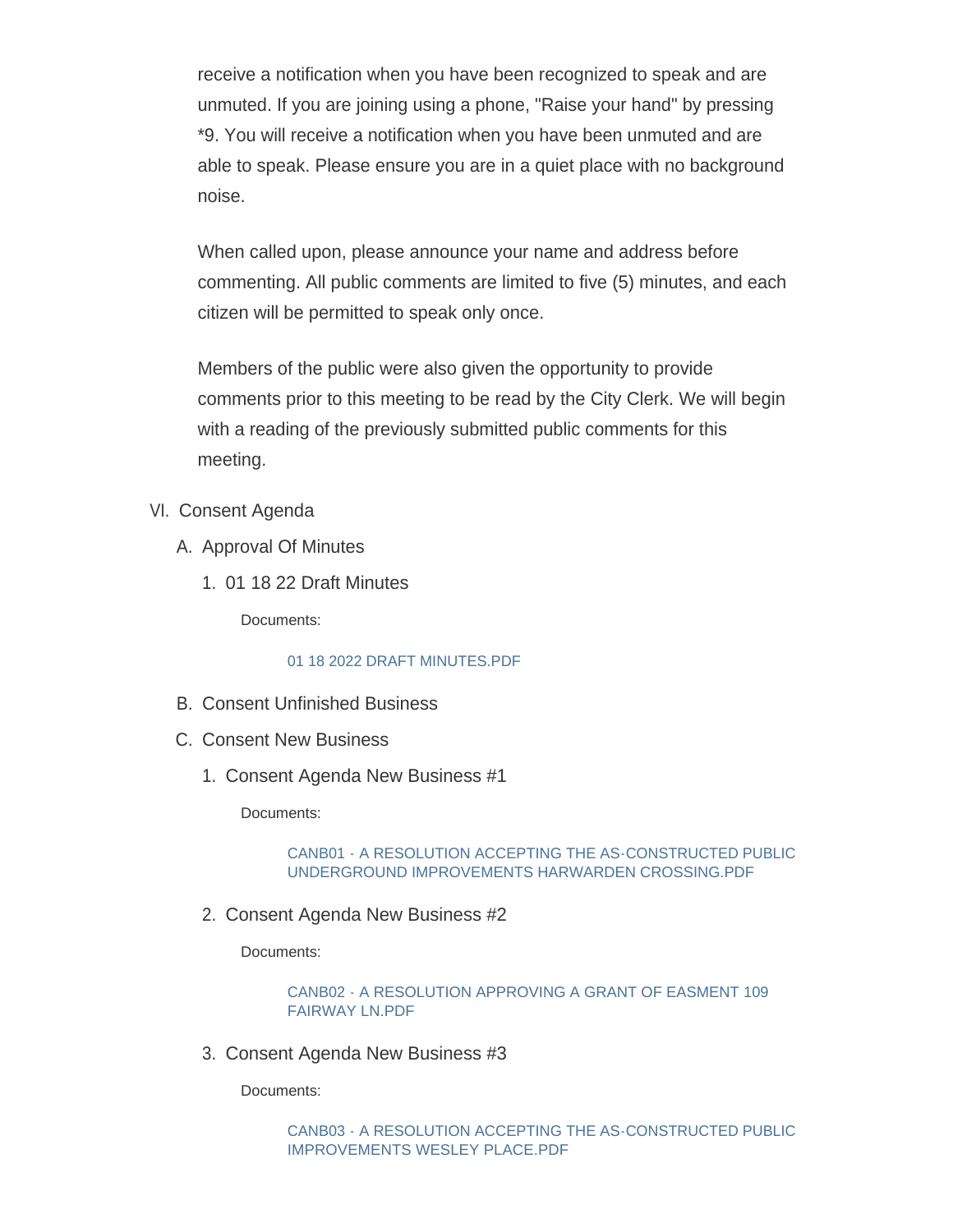receive a notification when you have been recognized to speak and are unmuted. If you are joining using a phone, "Raise your hand" by pressing *9. You will receive a notification when you have been unmuted and are able to speak. Please ensure you are in a quiet place with no background noise.

When called upon, please announce your name and address before commenting. All public comments are limited to five (5) minutes, and each citizen will be permitted to speak only once.

Members of the public were also given the opportunity to provide comments prior to this meeting to be read by the City Clerk. We will begin with a reading of the previously submitted public comments for this meeting.

VI. Consent Agenda

A. Approval Of Minutes

1. 01 18 22 Draft Minutes

Documents:

01 18 2022 DRAFT MINUTES.PDF

B. Consent Unfinished Business

C. Consent New Business

1. Consent Agenda New Business #1

Documents:

CANB01 - A RESOLUTION ACCEPTING THE AS-CONSTRUCTED PUBLIC UNDERGROUND IMPROVEMENTS HARWARDEN CROSSING.PDF

2. Consent Agenda New Business #2

Documents:

CANB02 - A RESOLUTION APPROVING A GRANT OF EASMENT 109 FAIRWAY LN.PDF

3. Consent Agenda New Business #3

Documents:

CANB03 - A RESOLUTION ACCEPTING THE AS-CONSTRUCTED PUBLIC IMPROVEMENTS WESLEY PLACE.PDF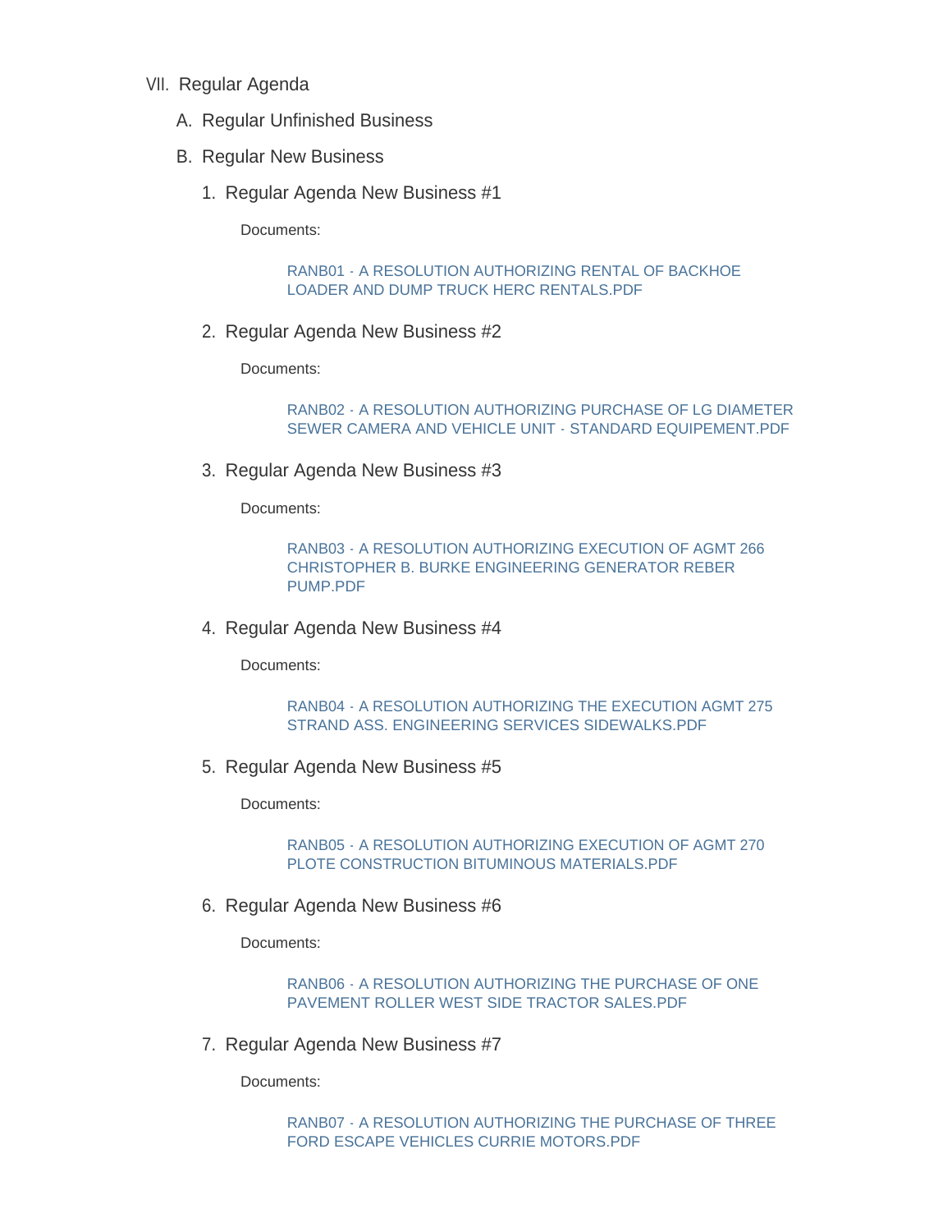VII. Regular Agenda

A. Regular Unfinished Business

B. Regular New Business

1. Regular Agenda New Business #1

   Documents:

   RANB01 - A RESOLUTION AUTHORIZING RENTAL OF BACKHOE LOADER AND DUMP TRUCK HERC RENTALS.PDF

2. Regular Agenda New Business #2

   Documents:

   RANB02 - A RESOLUTION AUTHORIZING PURCHASE OF LG DIAMETER SEWER CAMERA AND VEHICLE UNIT - STANDARD EQUIPEMENT.PDF

3. Regular Agenda New Business #3

   Documents:

   RANB03 - A RESOLUTION AUTHORIZING EXECUTION OF AGMT 266 CHRISTOPHER B. BURKE ENGINEERING GENERATOR REBER PUMP.PDF

4. Regular Agenda New Business #4

   Documents:

   RANB04 - A RESOLUTION AUTHORIZING THE EXECUTION AGMT 275 STRAND ASS. ENGINEERING SERVICES SIDEWALKS.PDF

5. Regular Agenda New Business #5

   Documents:

   RANB05 - A RESOLUTION AUTHORIZING EXECUTION OF AGMT 270 PLOTE CONSTRUCTION BITUMINOUS MATERIALS.PDF

6. Regular Agenda New Business #6

   Documents:

   RANB06 - A RESOLUTION AUTHORIZING THE PURCHASE OF ONE PAVEMENT ROLLER WEST SIDE TRACTOR SALES.PDF

7. Regular Agenda New Business #7

   Documents:

   RANB07 - A RESOLUTION AUTHORIZING THE PURCHASE OF THREE FORD ESCAPE VEHICLES CURRIE MOTORS.PDF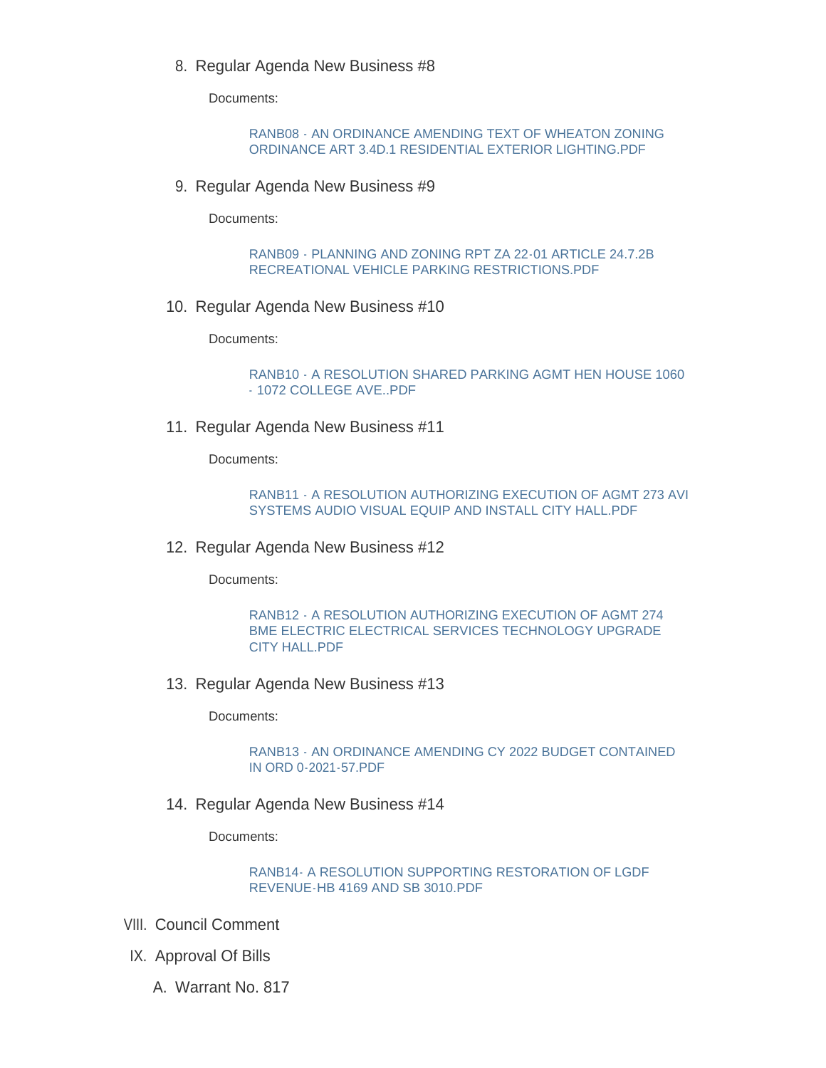8. Regular Agenda New Business #8

   Documents:

   RANB08 - AN ORDINANCE AMENDING TEXT OF WHEATON ZONING ORDINANCE ART 3.4D.1 RESIDENTIAL EXTERIOR LIGHTING.PDF

9. Regular Agenda New Business #9

   Documents:

   RANB09 - PLANNING AND ZONING RPT ZA 22-01 ARTICLE 24.7.2B RECREATIONAL VEHICLE PARKING RESTRICTIONS.PDF

10. Regular Agenda New Business #10

    Documents:

    RANB10 - A RESOLUTION SHARED PARKING AGMT HEN HOUSE 1060 - 1072 COLLEGE AVE..PDF

11. Regular Agenda New Business #11

    Documents:

    RANB11 - A RESOLUTION AUTHORIZING EXECUTION OF AGMT 273 AVI SYSTEMS AUDIO VISUAL EQUIP AND INSTALL CITY HALL.PDF

12. Regular Agenda New Business #12

    Documents:

    RANB12 - A RESOLUTION AUTHORIZING EXECUTION OF AGMT 274 BME ELECTRIC ELECTRICAL SERVICES TECHNOLOGY UPGRADE CITY HALL.PDF

13. Regular Agenda New Business #13

    Documents:

    RANB13 - AN ORDINANCE AMENDING CY 2022 BUDGET CONTAINED IN ORD 0-2021-57.PDF

14. Regular Agenda New Business #14

    Documents:

    RANB14- A RESOLUTION SUPPORTING RESTORATION OF LGDF REVENUE-HB 4169 AND SB 3010.PDF

VIII. Council Comment

IX. Approval Of Bills

   A. Warrant No. 817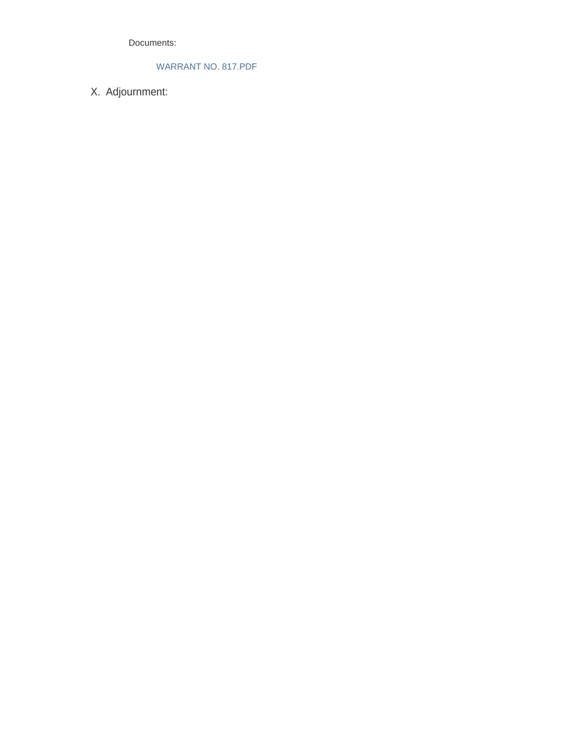Documents:

WARRANT NO. 817.PDF

X. Adjournment: